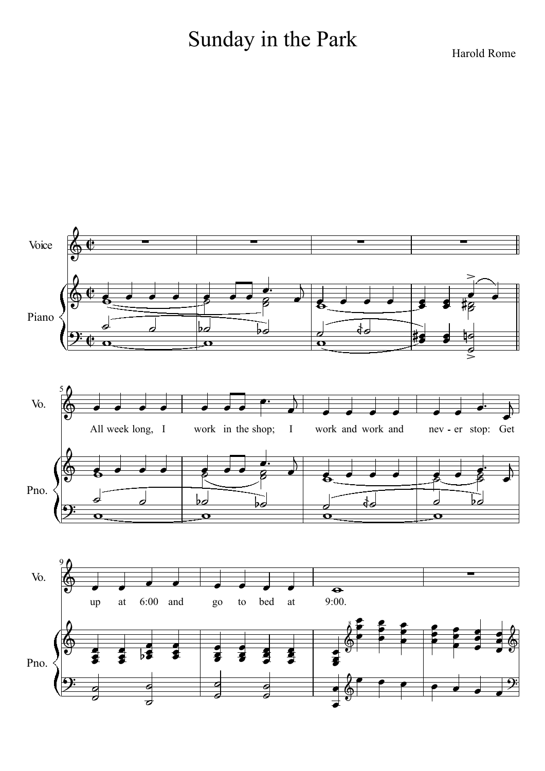# Sunday in the Park

Harold Rome

Voice

Piano

All week long, I work in the shop; I work and work and nev - er stop: Get up at 6:00 and go to bed at 9:00.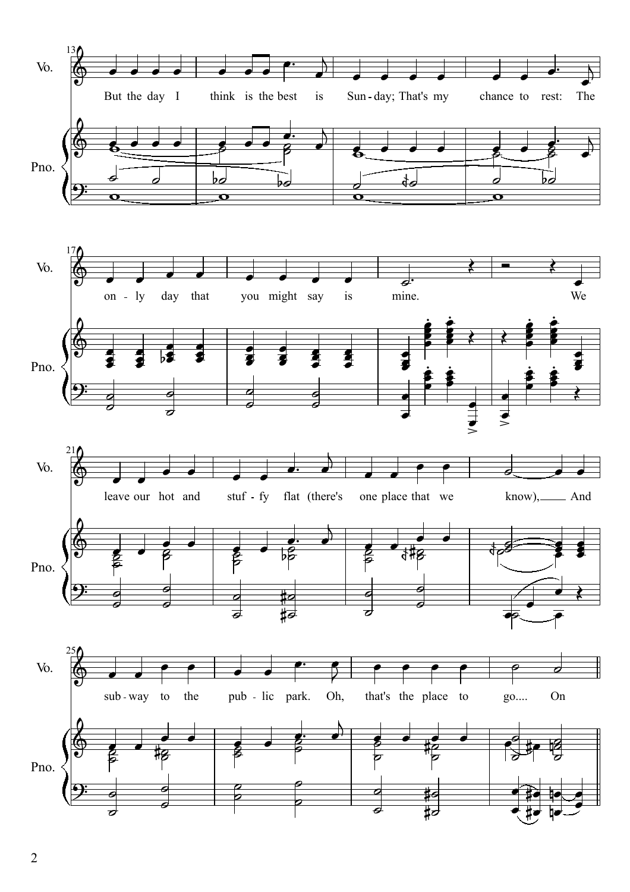But the day I think is the best is Sun - day; That's my chance to rest: The

on - ly day that you might say is mine. We

leave our hot and stuf - fy flat (there's one place that we know), And

sub - way to the pub - lic park. Oh, that's the place to go.... On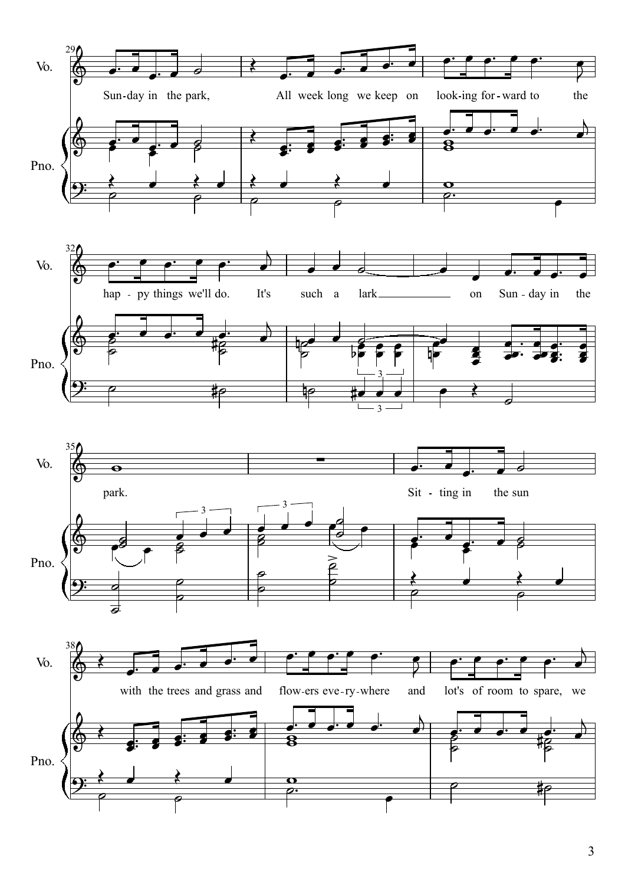Sun-day in the park, All week long we keep on look-ing for-ward to the hap-py things we'll do. It's such a lark on Sun-day in the park.

Sit-ting in the sun with the trees and grass and flow-ers eve-ry-where and lot's of room to spare, we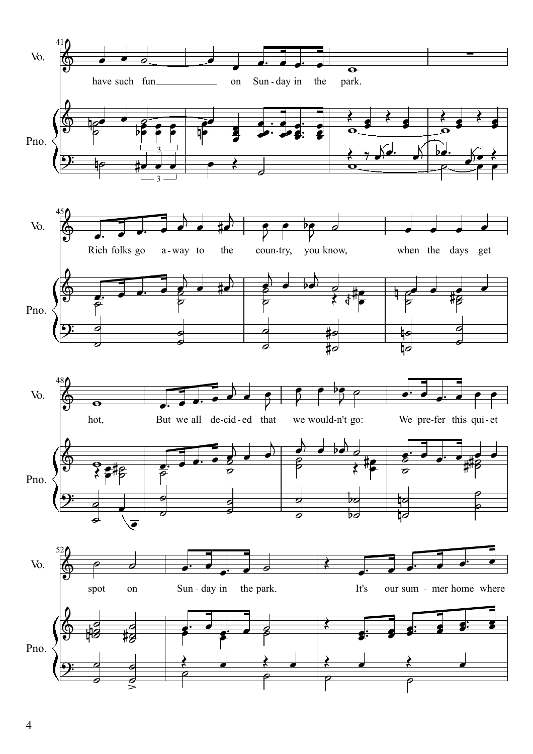Vo.

Pno.

have such fun on Sun-day in the park.

Rich folks go a-way to the coun-try, you know, when the days get hot, But we all de-cid-ed that we would-n't go: We pre-fer this qui-et spot on Sun-day in the park. It's our sum-mer home where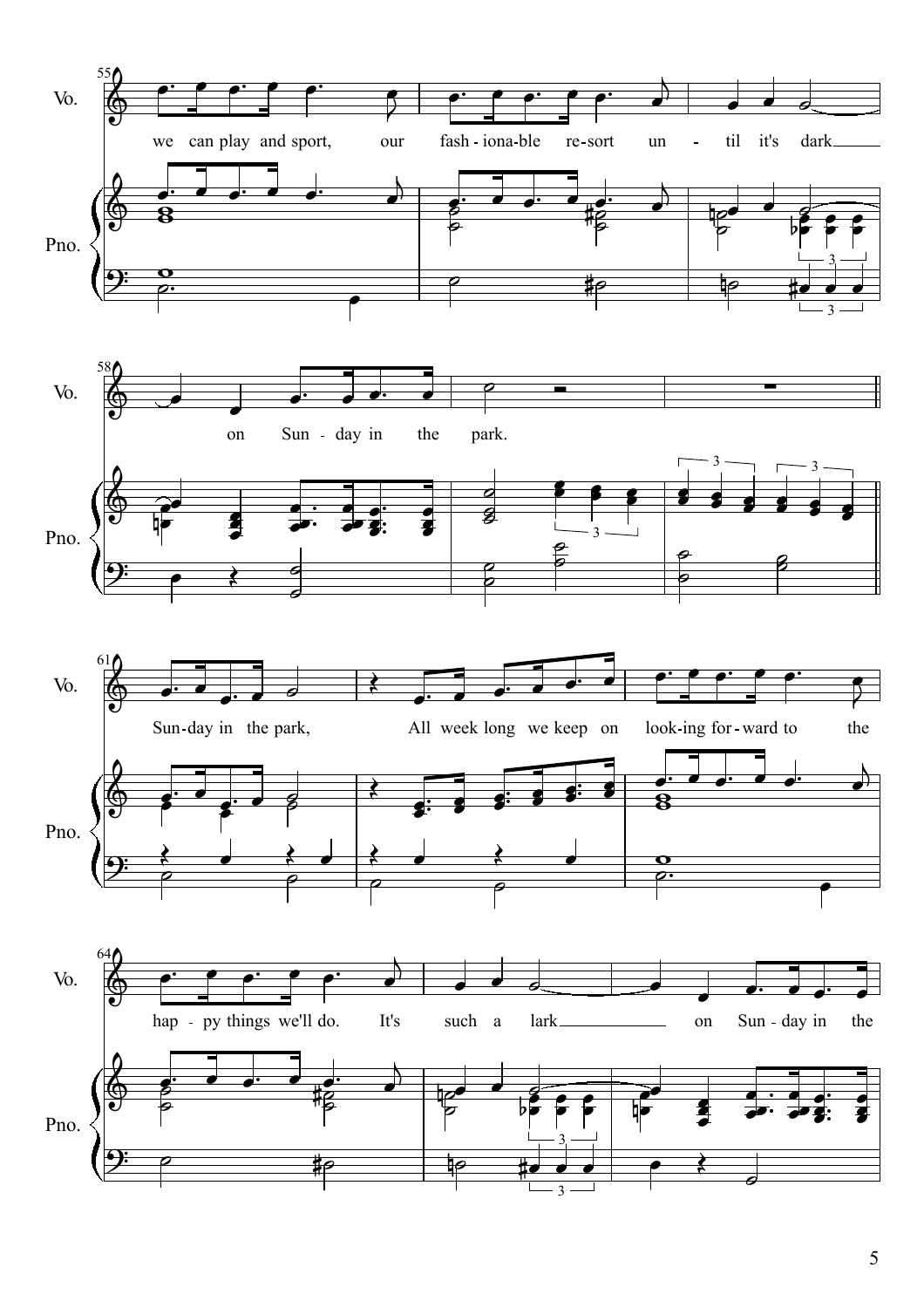Vo.

Pno.

we can play and sport, our fash - iona-ble re-sort un - til it's dark

on Sun - day in the park.

Sun-day in the park, All week long we keep on look-ing for-ward to the

hap - py things we'll do. It's such a lark on Sun - day in the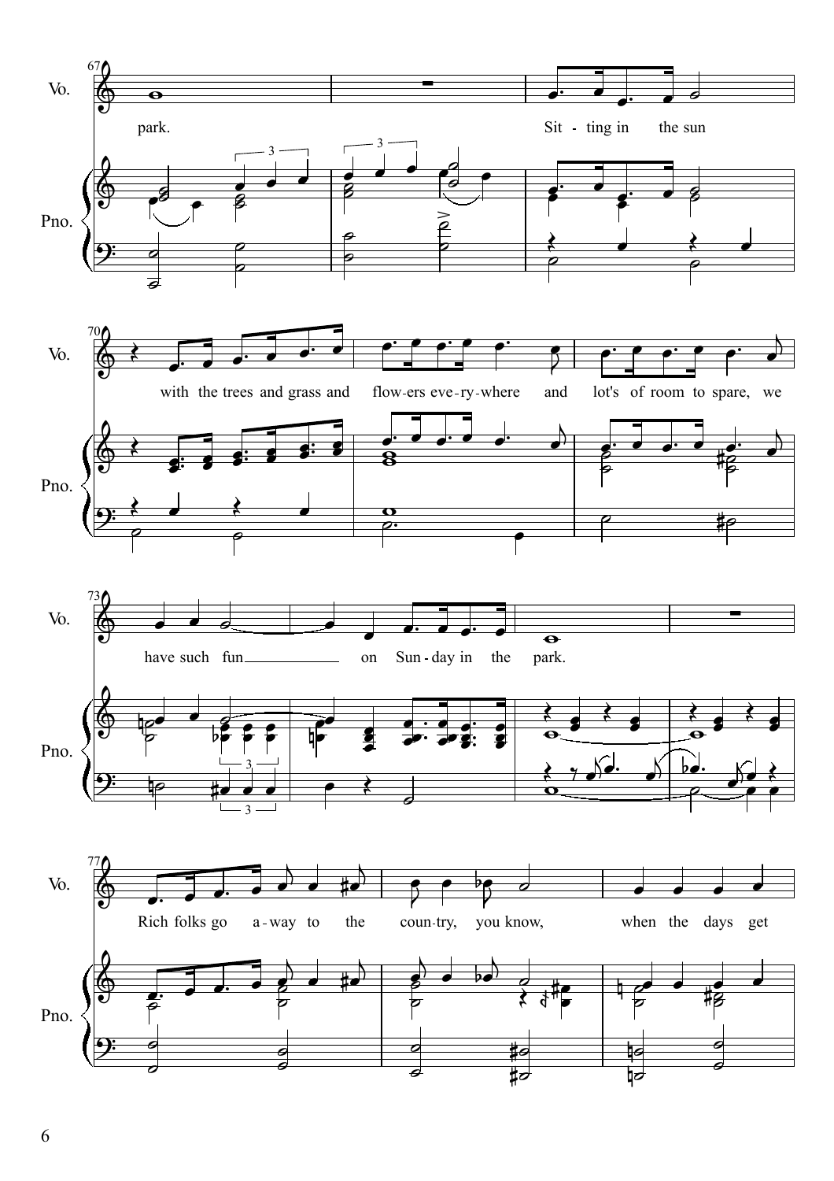Vo.

park. Sit - ting in the sun

with the trees and grass and flow-ers eve-ry-where and lot's of room to spare, we

have such fun on Sun - day in the park.

Rich folks go a-way to the coun-try, you know, when the days get

Pno.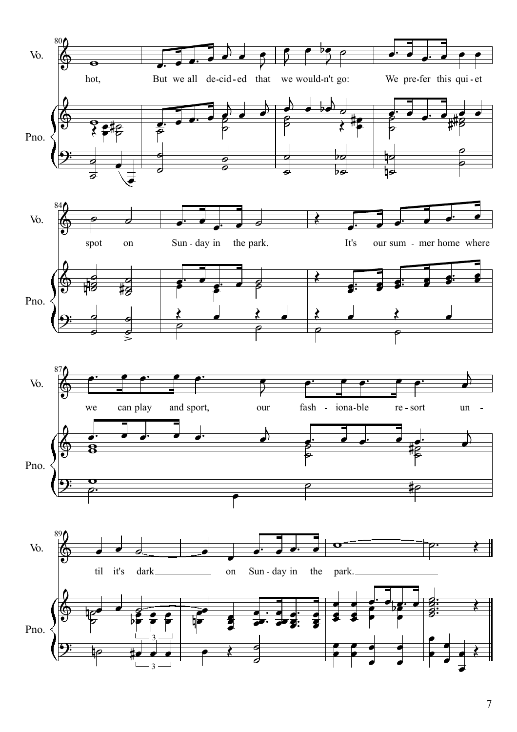hot, But we all de-cid-ed that we would-n't go: We pre-fer this qui-et

spot on Sun-day in the park. It's our sum-mer home where

we can play and sport, our fash-iona-ble re-sort un-

til it's dark on Sun-day in the park.